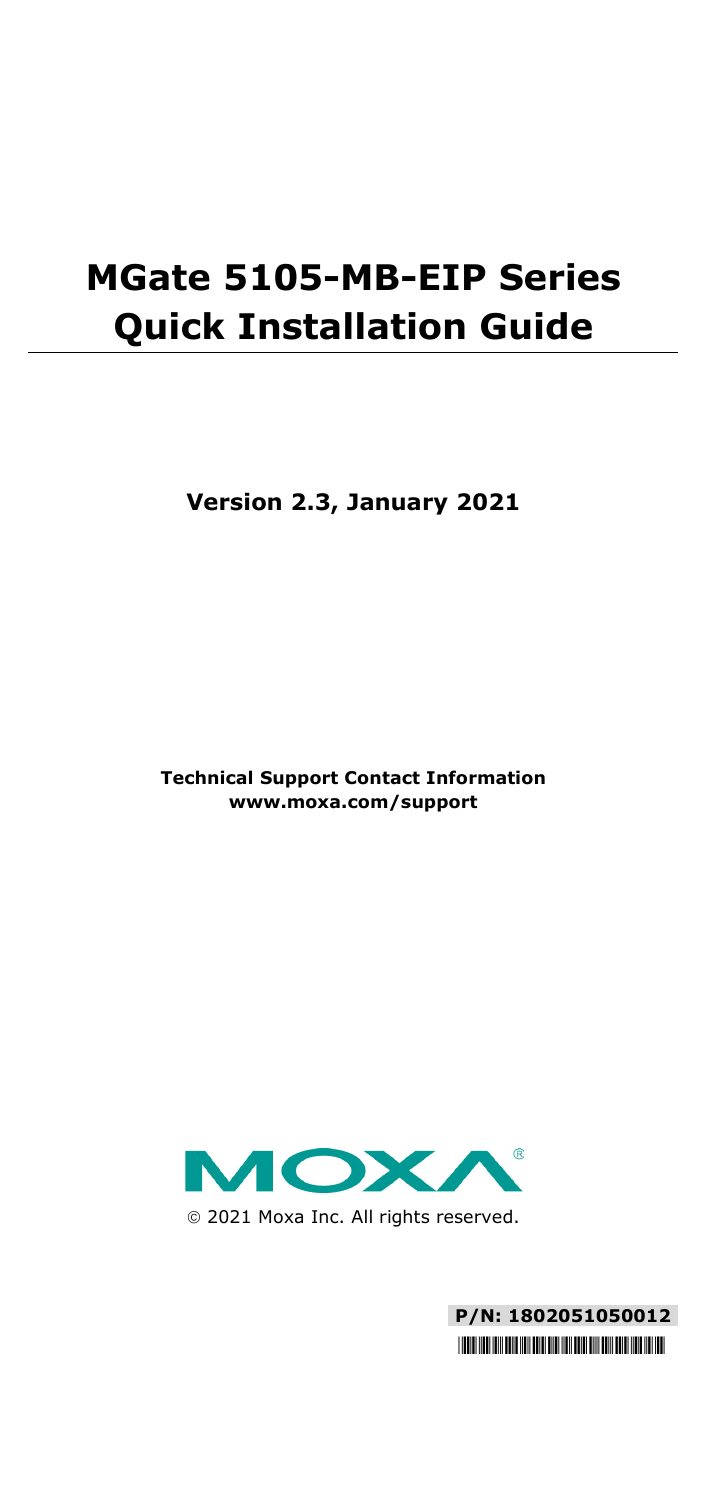# MGate 5105-MB-EIP Series Quick Installation Guide

**Version 2.3, January 2021**

**Technical Support Contact Information**
**www.moxa.com/support**

MOXA®

© 2021 Moxa Inc. All rights reserved.

**P/N: 1802051050012**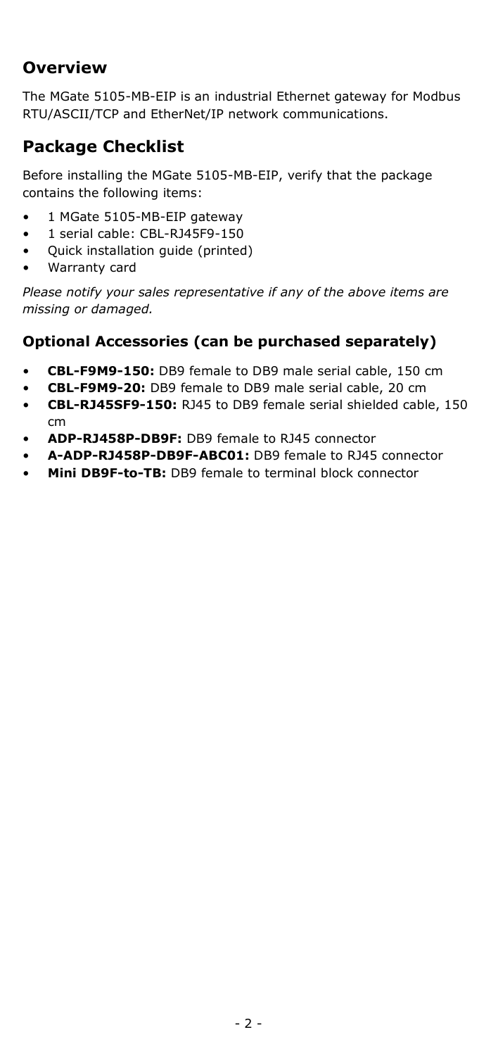## Overview

The MGate 5105-MB-EIP is an industrial Ethernet gateway for Modbus RTU/ASCII/TCP and EtherNet/IP network communications.

## Package Checklist

Before installing the MGate 5105-MB-EIP, verify that the package contains the following items:

- 1 MGate 5105-MB-EIP gateway
- 1 serial cable: CBL-RJ45F9-150
- Quick installation guide (printed)
- Warranty card

*Please notify your sales representative if any of the above items are missing or damaged.*

### Optional Accessories (can be purchased separately)

- **CBL-F9M9-150:** DB9 female to DB9 male serial cable, 150 cm
- **CBL-F9M9-20:** DB9 female to DB9 male serial cable, 20 cm
- **CBL-RJ45SF9-150:** RJ45 to DB9 female serial shielded cable, 150 cm
- **ADP-RJ458P-DB9F:** DB9 female to RJ45 connector
- **A-ADP-RJ458P-DB9F-ABC01:** DB9 female to RJ45 connector
- **Mini DB9F-to-TB:** DB9 female to terminal block connector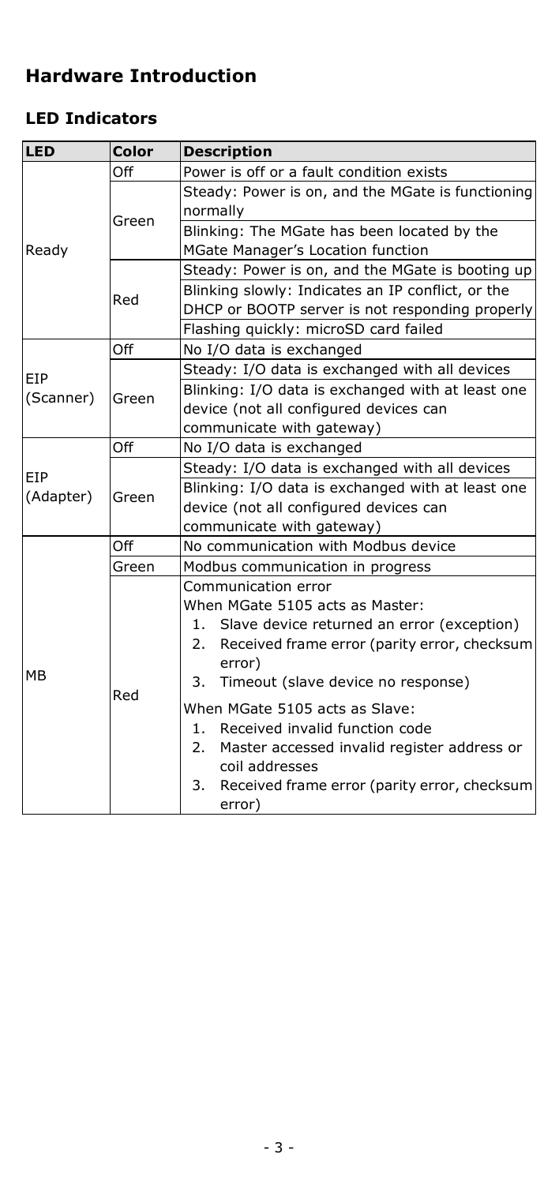## Hardware Introduction

### LED Indicators

| LED | Color | Description |
|---|---|---|
| Ready | Off | Power is off or a fault condition exists |
| | Green | Steady: Power is on, and the MGate is functioning normally |
| | | Blinking: The MGate has been located by the MGate Manager's Location function |
| | Red | Steady: Power is on, and the MGate is booting up |
| | | Blinking slowly: Indicates an IP conflict, or the DHCP or BOOTP server is not responding properly |
| | | Flashing quickly: microSD card failed |
| EIP (Scanner) | Off | No I/O data is exchanged |
| | Green | Steady: I/O data is exchanged with all devices |
| | | Blinking: I/O data is exchanged with at least one device (not all configured devices can communicate with gateway) |
| EIP (Adapter) | Off | No I/O data is exchanged |
| | Green | Steady: I/O data is exchanged with all devices |
| | | Blinking: I/O data is exchanged with at least one device (not all configured devices can communicate with gateway) |
| MB | Off | No communication with Modbus device |
| | Green | Modbus communication in progress |
| | Red | Communication error<br>When MGate 5105 acts as Master:<br>1. Slave device returned an error (exception)<br>2. Received frame error (parity error, checksum error)<br>3. Timeout (slave device no response)<br>When MGate 5105 acts as Slave:<br>1. Received invalid function code<br>2. Master accessed invalid register address or coil addresses<br>3. Received frame error (parity error, checksum error) |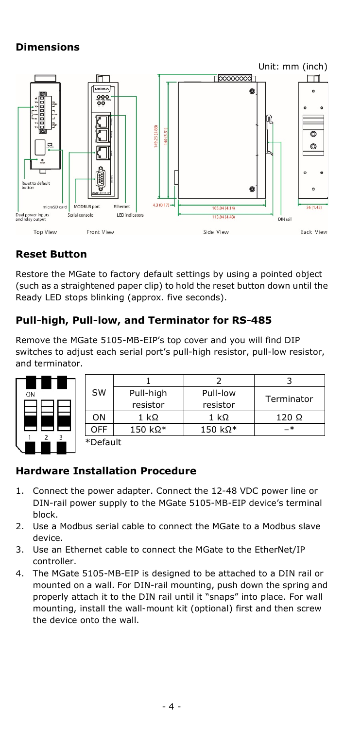## Dimensions

Unit: mm (inch)

Top View — Front View — Side View — Back View

## Reset Button

Restore the MGate to factory default settings by using a pointed object (such as a straightened paper clip) to hold the reset button down until the Ready LED stops blinking (approx. five seconds).

## Pull-high, Pull-low, and Terminator for RS-485

Remove the MGate 5105-MB-EIP's top cover and you will find DIP switches to adjust each serial port's pull-high resistor, pull-low resistor, and terminator.

| SW | 1 | 2 | 3 |
|---|---|---|---|
| | Pull-high resistor | Pull-low resistor | Terminator |
| ON | 1 kΩ | 1 kΩ | 120 Ω |
| OFF | 150 kΩ* | 150 kΩ* | –* |

*Default

## Hardware Installation Procedure

1. Connect the power adapter. Connect the 12-48 VDC power line or DIN-rail power supply to the MGate 5105-MB-EIP device's terminal block.
2. Use a Modbus serial cable to connect the MGate to a Modbus slave device.
3. Use an Ethernet cable to connect the MGate to the EtherNet/IP controller.
4. The MGate 5105-MB-EIP is designed to be attached to a DIN rail or mounted on a wall. For DIN-rail mounting, push down the spring and properly attach it to the DIN rail until it "snaps" into place. For wall mounting, install the wall-mount kit (optional) first and then screw the device onto the wall.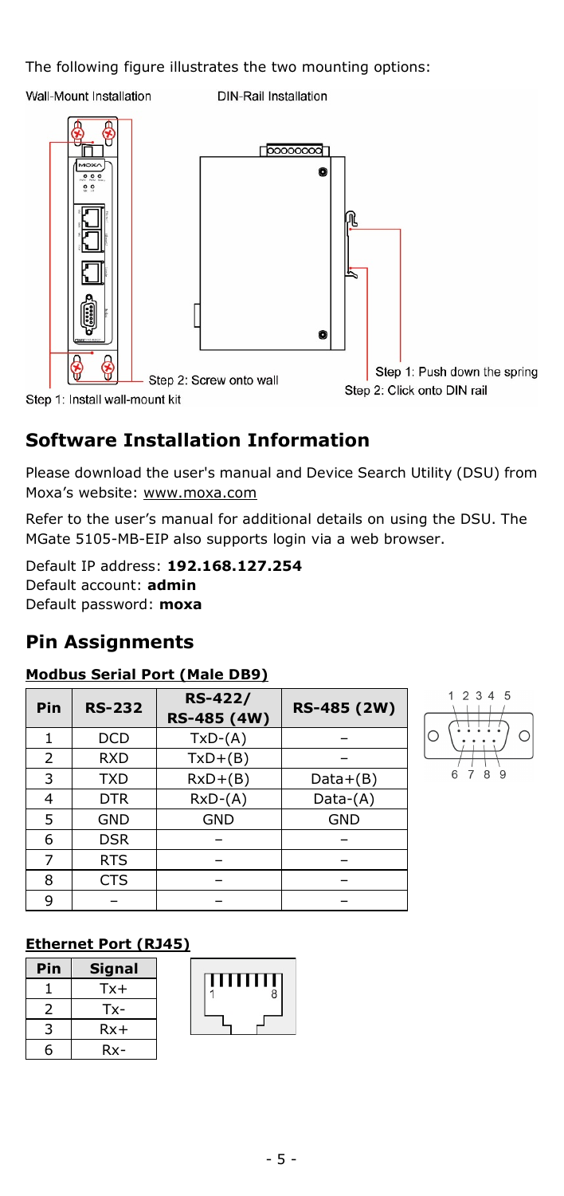The following figure illustrates the two mounting options:

Wall-Mount Installation

DIN-Rail Installation

Step 2: Screw onto wall

Step 1: Install wall-mount kit

Step 1: Push down the spring

Step 2: Click onto DIN rail

## Software Installation Information

Please download the user's manual and Device Search Utility (DSU) from Moxa's website: www.moxa.com

Refer to the user's manual for additional details on using the DSU. The MGate 5105-MB-EIP also supports login via a web browser.

Default IP address: **192.168.127.254**
Default account: **admin**
Default password: **moxa**

## Pin Assignments

### Modbus Serial Port (Male DB9)

| Pin | RS-232 | RS-422/ RS-485 (4W) | RS-485 (2W) |
|---|---|---|---|
| 1 | DCD | TxD-(A) | – |
| 2 | RXD | TxD+(B) | – |
| 3 | TXD | RxD+(B) | Data+(B) |
| 4 | DTR | RxD-(A) | Data-(A) |
| 5 | GND | GND | GND |
| 6 | DSR | – | – |
| 7 | RTS | – | – |
| 8 | CTS | – | – |
| 9 | – | – | – |

### Ethernet Port (RJ45)

| Pin | Signal |
|---|---|
| 1 | Tx+ |
| 2 | Tx- |
| 3 | Rx+ |
| 6 | Rx- |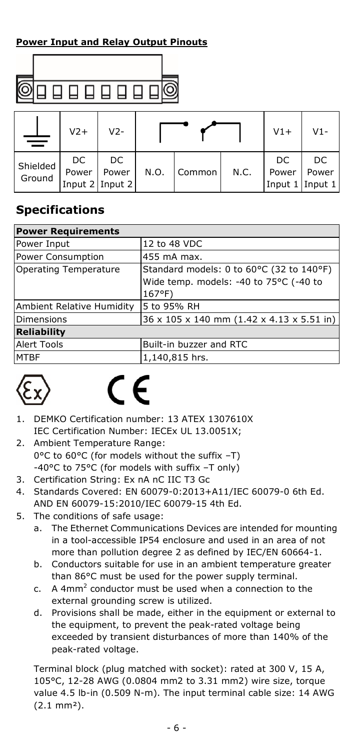**Power Input and Relay Output Pinouts**

| ⏚ | V2+ | V2- | | | | V1+ | V1- |
|---|---|---|---|---|---|---|---|
| Shielded Ground | DC Power Input 2 | DC Power Input 2 | N.O. | Common | N.C. | DC Power Input 1 | DC Power Input 1 |

## Specifications

| **Power Requirements** | |
|---|---|
| Power Input | 12 to 48 VDC |
| Power Consumption | 455 mA max. |
| Operating Temperature | Standard models: 0 to 60°C (32 to 140°F)<br>Wide temp. models: -40 to 75°C (-40 to 167°F) |
| Ambient Relative Humidity | 5 to 95% RH |
| Dimensions | 36 x 105 x 140 mm (1.42 x 4.13 x 5.51 in) |
| **Reliability** | |
| Alert Tools | Built-in buzzer and RTC |
| MTBF | 1,140,815 hrs. |

1. DEMKO Certification number: 13 ATEX 1307610X
   IEC Certification Number: IECEx UL 13.0051X;
2. Ambient Temperature Range:
   0°C to 60°C (for models without the suffix –T)
   -40°C to 75°C (for models with suffix –T only)
3. Certification String: Ex nA nC IIC T3 Gc
4. Standards Covered: EN 60079-0:2013+A11/IEC 60079-0 6th Ed. AND EN 60079-15:2010/IEC 60079-15 4th Ed.
5. The conditions of safe usage:
   a. The Ethernet Communications Devices are intended for mounting in a tool-accessible IP54 enclosure and used in an area of not more than pollution degree 2 as defined by IEC/EN 60664-1.
   b. Conductors suitable for use in an ambient temperature greater than 86°C must be used for the power supply terminal.
   c. A 4mm$^2$ conductor must be used when a connection to the external grounding screw is utilized.
   d. Provisions shall be made, either in the equipment or external to the equipment, to prevent the peak-rated voltage being exceeded by transient disturbances of more than 140% of the peak-rated voltage.

   Terminal block (plug matched with socket): rated at 300 V, 15 A, 105°C, 12-28 AWG (0.0804 mm2 to 3.31 mm2) wire size, torque value 4.5 lb-in (0.509 N-m). The input terminal cable size: 14 AWG (2.1 mm²).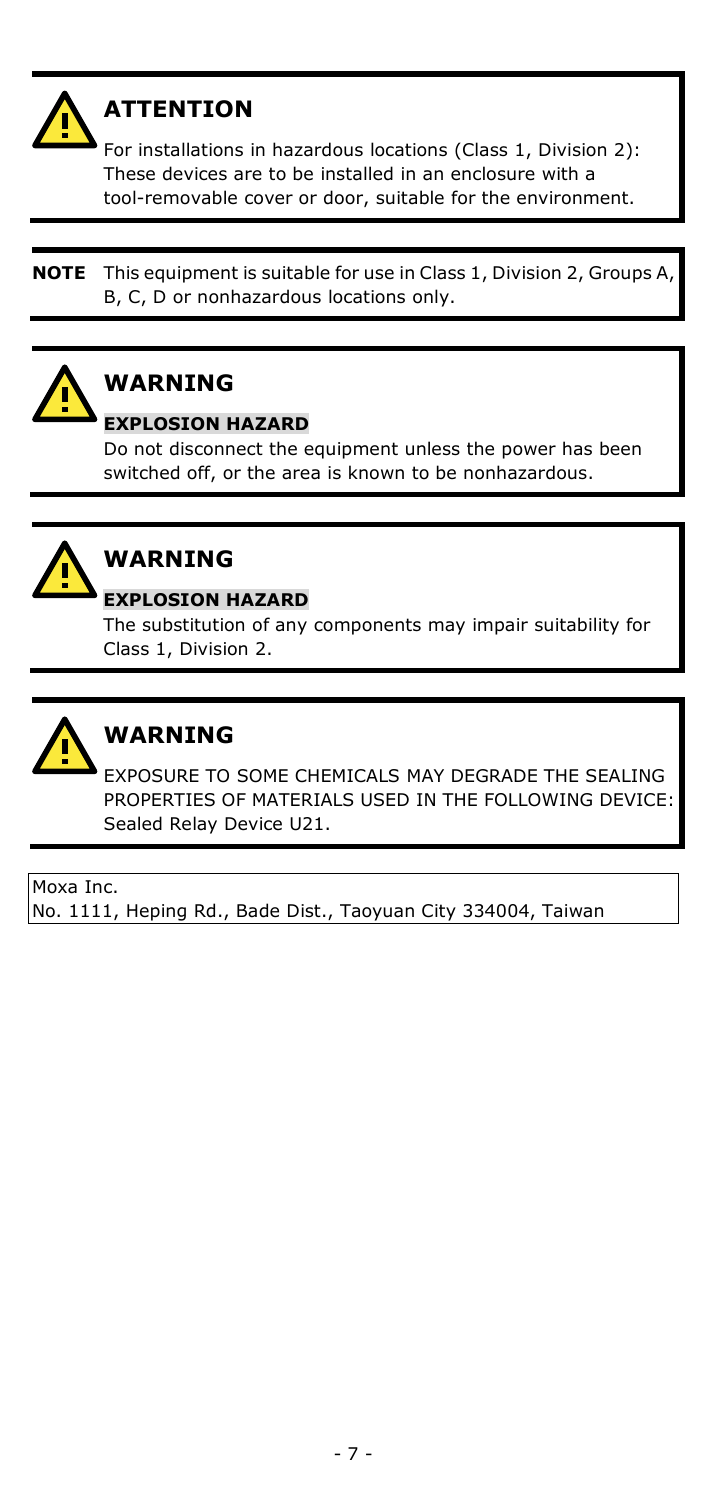**ATTENTION**

For installations in hazardous locations (Class 1, Division 2): These devices are to be installed in an enclosure with a tool-removable cover or door, suitable for the environment.

**NOTE** This equipment is suitable for use in Class 1, Division 2, Groups A, B, C, D or nonhazardous locations only.

**WARNING**

**EXPLOSION HAZARD**

Do not disconnect the equipment unless the power has been switched off, or the area is known to be nonhazardous.

**WARNING**

**EXPLOSION HAZARD**

The substitution of any components may impair suitability for Class 1, Division 2.

**WARNING**

EXPOSURE TO SOME CHEMICALS MAY DEGRADE THE SEALING PROPERTIES OF MATERIALS USED IN THE FOLLOWING DEVICE: Sealed Relay Device U21.

Moxa Inc.
No. 1111, Heping Rd., Bade Dist., Taoyuan City 334004, Taiwan